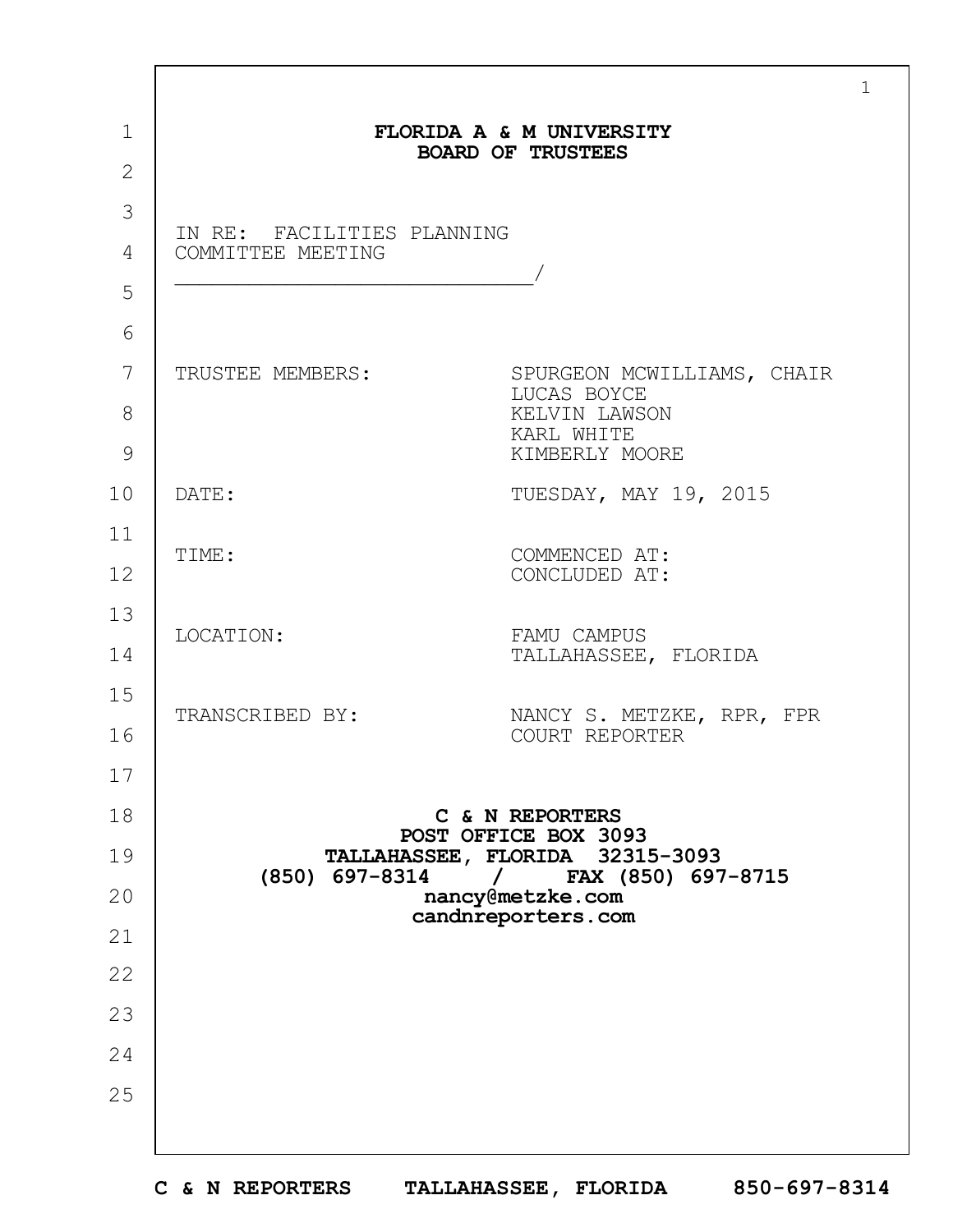**FLORIDA A & M UNIVERSITY**
**BOARD OF TRUSTEES**

IN RE: FACILITIES PLANNING
COMMITTEE MEETING
_____________________________/

| | |
|---|---|
| TRUSTEE MEMBERS: | SPURGEON MCWILLIAMS, CHAIR<br>LUCAS BOYCE<br>KELVIN LAWSON<br>KARL WHITE<br>KIMBERLY MOORE |
| DATE: | TUESDAY, MAY 19, 2015 |
| TIME: | COMMENCED AT:<br>CONCLUDED AT: |
| LOCATION: | FAMU CAMPUS<br>TALLAHASSEE, FLORIDA |
| TRANSCRIBED BY: | NANCY S. METZKE, RPR, FPR<br>COURT REPORTER |

**C & N REPORTERS**
**POST OFFICE BOX 3093**
**TALLAHASSEE, FLORIDA 32315-3093**
**(850) 697-8314 / FAX (850) 697-8715**
**nancy@metzke.com**
**candnreporters.com**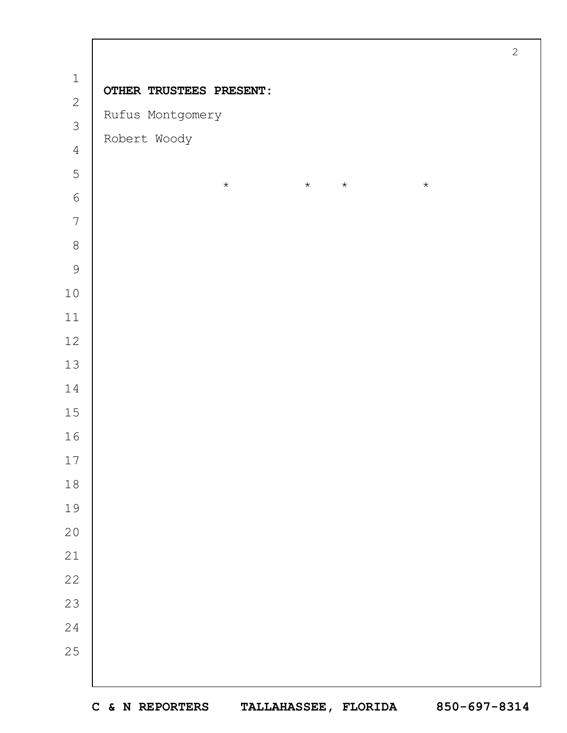**OTHER TRUSTEES PRESENT:**

Rufus Montgomery

Robert Woody

\*          \*     \*          \*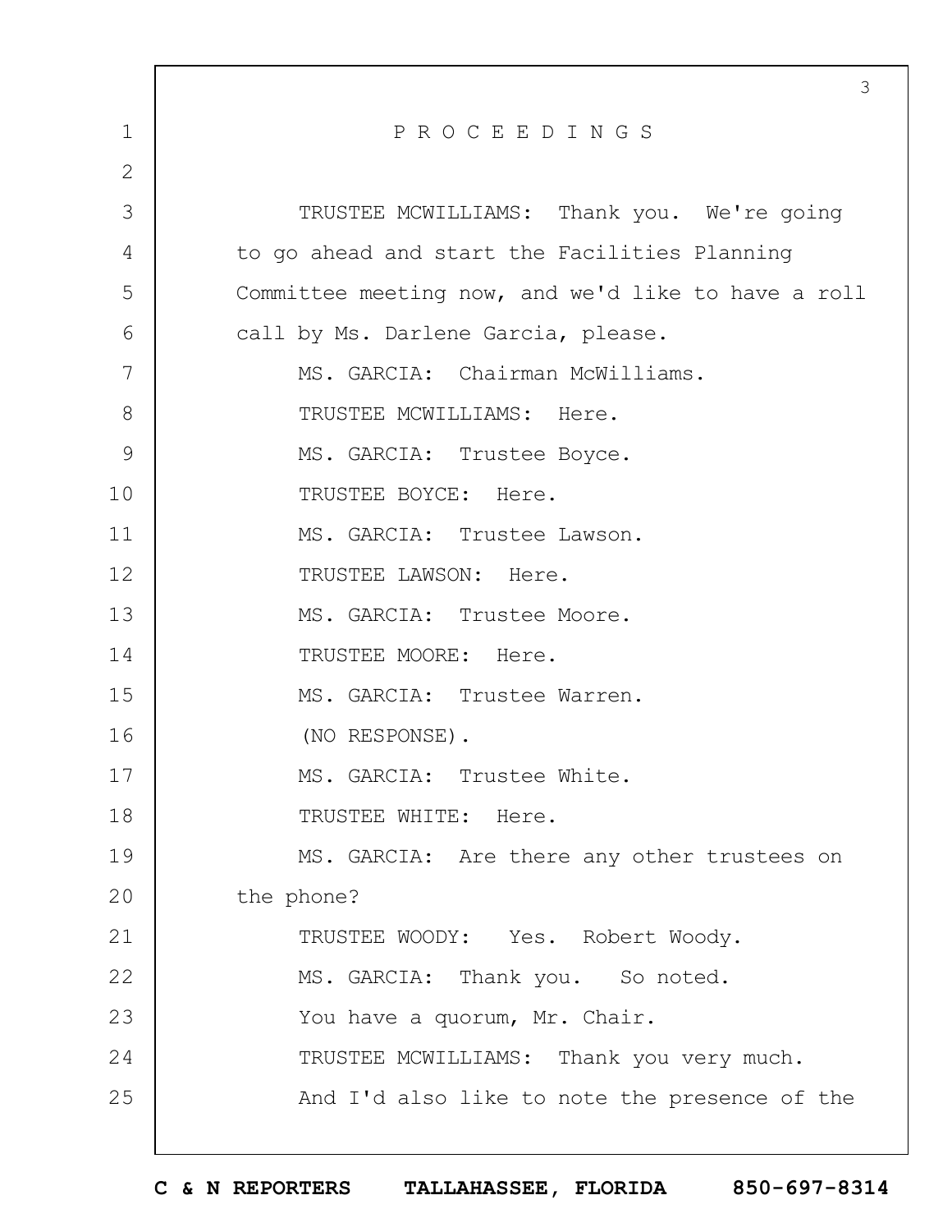# P R O C E E D I N G S

TRUSTEE MCWILLIAMS: Thank you. We're going to go ahead and start the Facilities Planning Committee meeting now, and we'd like to have a roll call by Ms. Darlene Garcia, please.

MS. GARCIA: Chairman McWilliams.

TRUSTEE MCWILLIAMS: Here.

MS. GARCIA: Trustee Boyce.

TRUSTEE BOYCE: Here.

MS. GARCIA: Trustee Lawson.

TRUSTEE LAWSON: Here.

MS. GARCIA: Trustee Moore.

TRUSTEE MOORE: Here.

MS. GARCIA: Trustee Warren.

(NO RESPONSE).

MS. GARCIA: Trustee White.

TRUSTEE WHITE: Here.

MS. GARCIA: Are there any other trustees on the phone?

TRUSTEE WOODY: Yes. Robert Woody.

MS. GARCIA: Thank you. So noted.

You have a quorum, Mr. Chair.

TRUSTEE MCWILLIAMS: Thank you very much.

And I'd also like to note the presence of the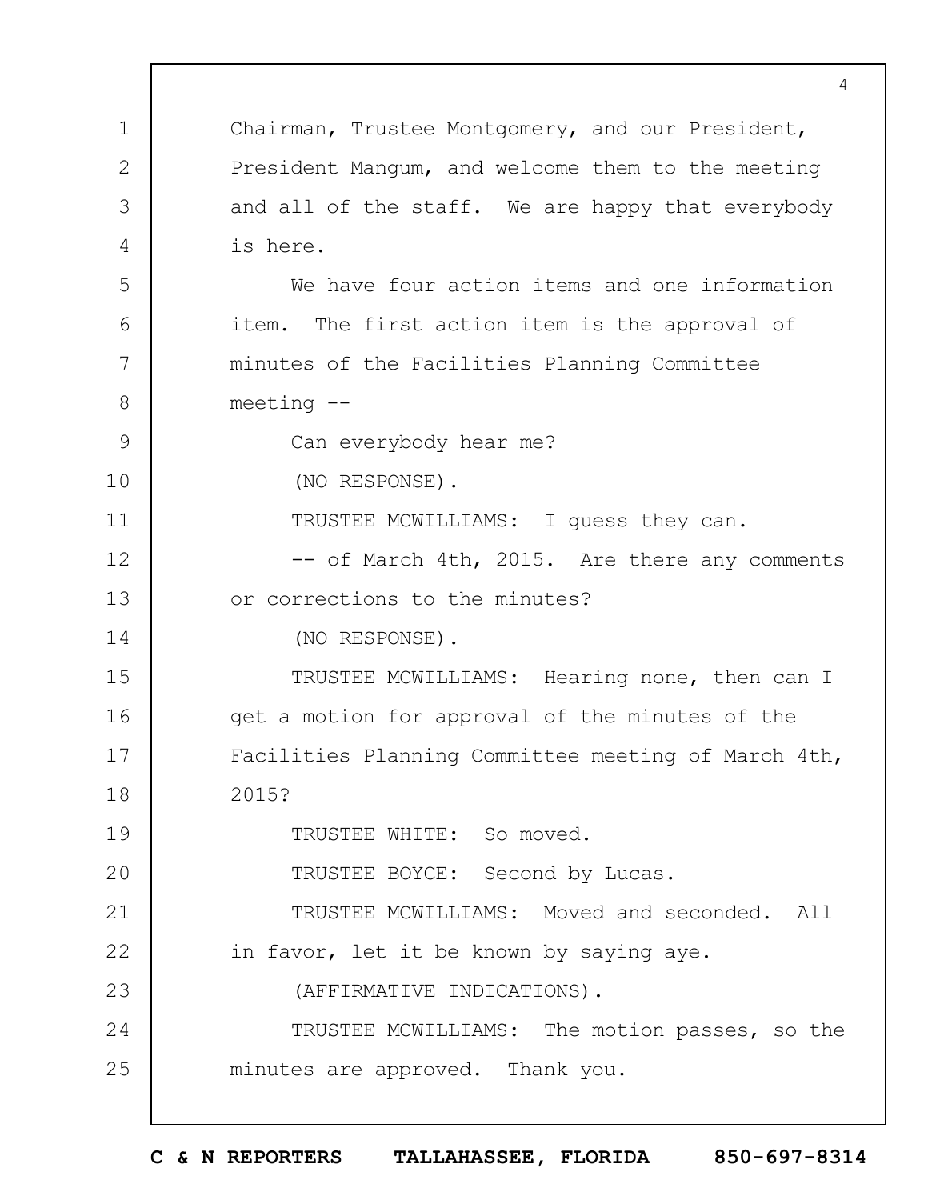Chairman, Trustee Montgomery, and our President, President Mangum, and welcome them to the meeting and all of the staff. We are happy that everybody is here.

We have four action items and one information item. The first action item is the approval of minutes of the Facilities Planning Committee meeting --

Can everybody hear me?

(NO RESPONSE).

TRUSTEE MCWILLIAMS: I guess they can.

-- of March 4th, 2015. Are there any comments or corrections to the minutes?

(NO RESPONSE).

TRUSTEE MCWILLIAMS: Hearing none, then can I get a motion for approval of the minutes of the Facilities Planning Committee meeting of March 4th, 2015?

TRUSTEE WHITE: So moved.

TRUSTEE BOYCE: Second by Lucas.

TRUSTEE MCWILLIAMS: Moved and seconded. All in favor, let it be known by saying aye.

(AFFIRMATIVE INDICATIONS).

TRUSTEE MCWILLIAMS: The motion passes, so the minutes are approved. Thank you.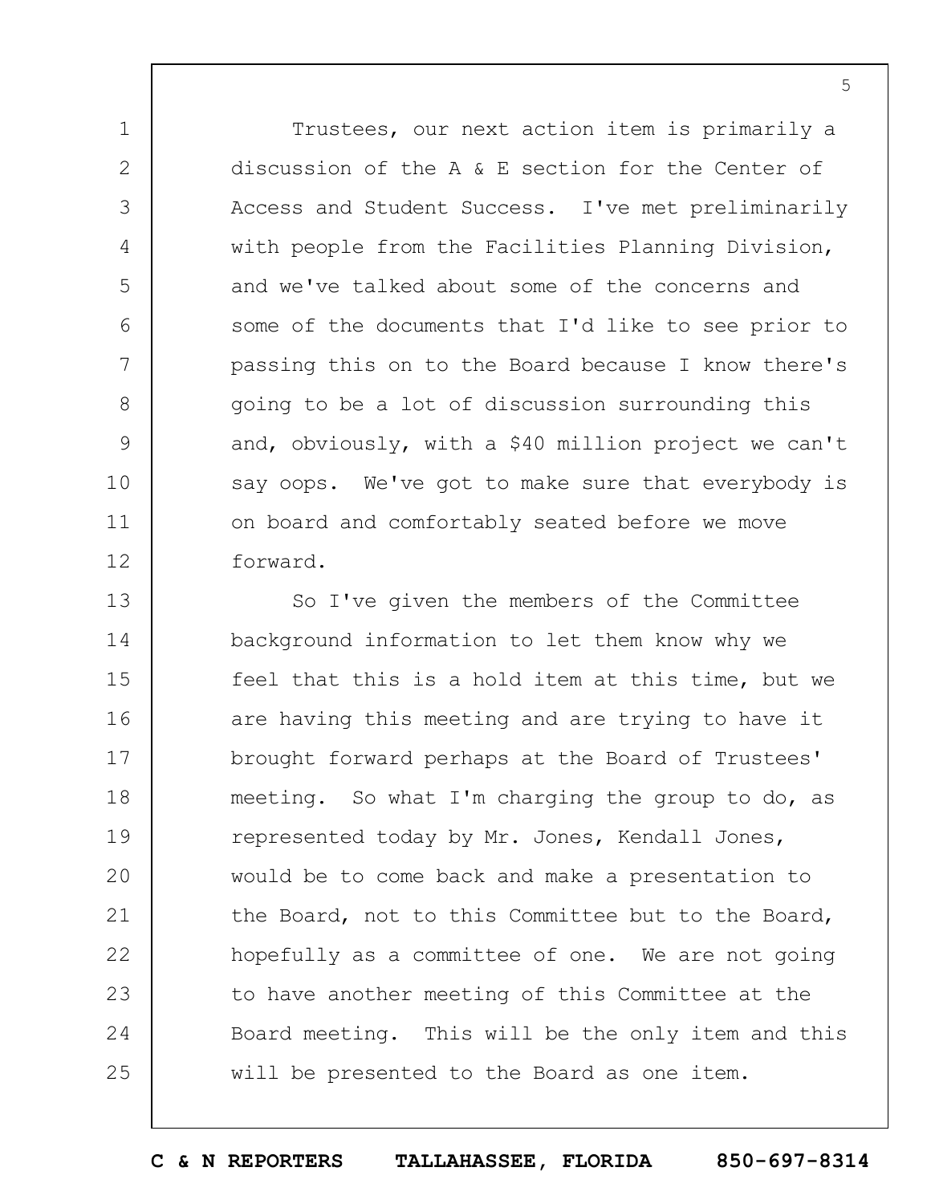Trustees, our next action item is primarily a discussion of the A & E section for the Center of Access and Student Success. I've met preliminarily with people from the Facilities Planning Division, and we've talked about some of the concerns and some of the documents that I'd like to see prior to passing this on to the Board because I know there's going to be a lot of discussion surrounding this and, obviously, with a $40 million project we can't say oops. We've got to make sure that everybody is on board and comfortably seated before we move forward.

So I've given the members of the Committee background information to let them know why we feel that this is a hold item at this time, but we are having this meeting and are trying to have it brought forward perhaps at the Board of Trustees' meeting. So what I'm charging the group to do, as represented today by Mr. Jones, Kendall Jones, would be to come back and make a presentation to the Board, not to this Committee but to the Board, hopefully as a committee of one. We are not going to have another meeting of this Committee at the Board meeting. This will be the only item and this will be presented to the Board as one item.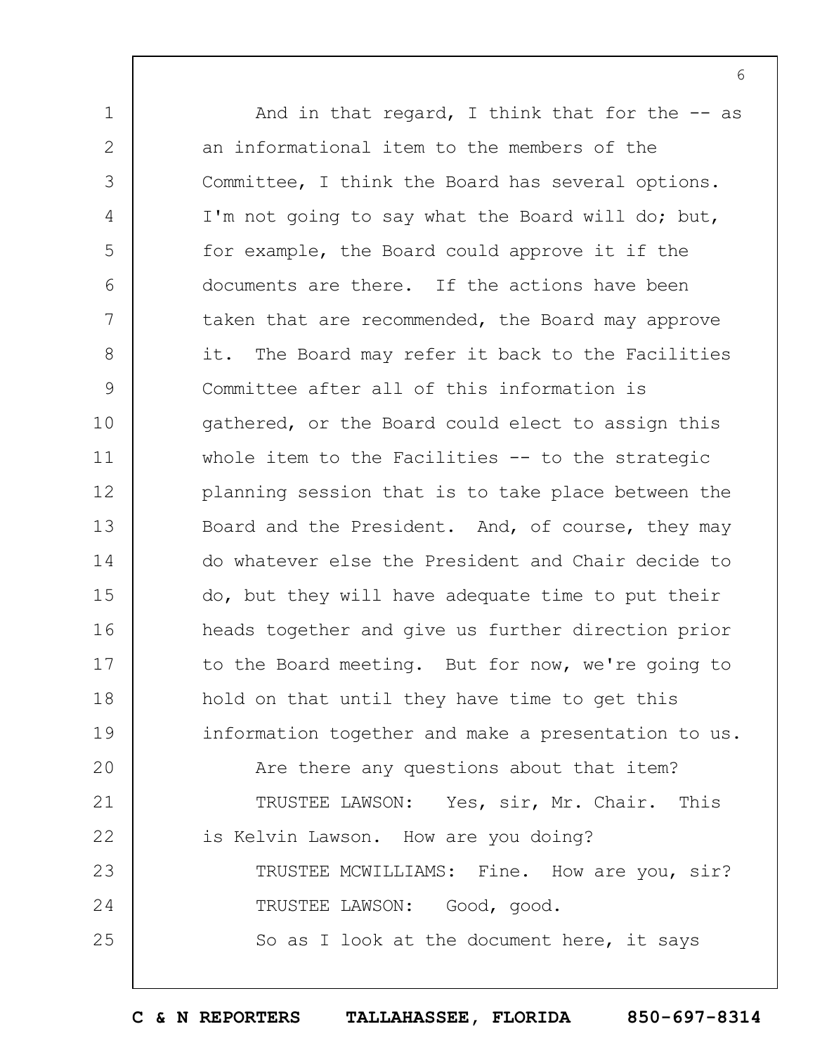And in that regard, I think that for the -- as an informational item to the members of the Committee, I think the Board has several options. I'm not going to say what the Board will do; but, for example, the Board could approve it if the documents are there. If the actions have been taken that are recommended, the Board may approve it. The Board may refer it back to the Facilities Committee after all of this information is gathered, or the Board could elect to assign this whole item to the Facilities -- to the strategic planning session that is to take place between the Board and the President. And, of course, they may do whatever else the President and Chair decide to do, but they will have adequate time to put their heads together and give us further direction prior to the Board meeting. But for now, we're going to hold on that until they have time to get this information together and make a presentation to us.

Are there any questions about that item?

TRUSTEE LAWSON: Yes, sir, Mr. Chair. This is Kelvin Lawson. How are you doing?

TRUSTEE MCWILLIAMS: Fine. How are you, sir?

TRUSTEE LAWSON: Good, good.

So as I look at the document here, it says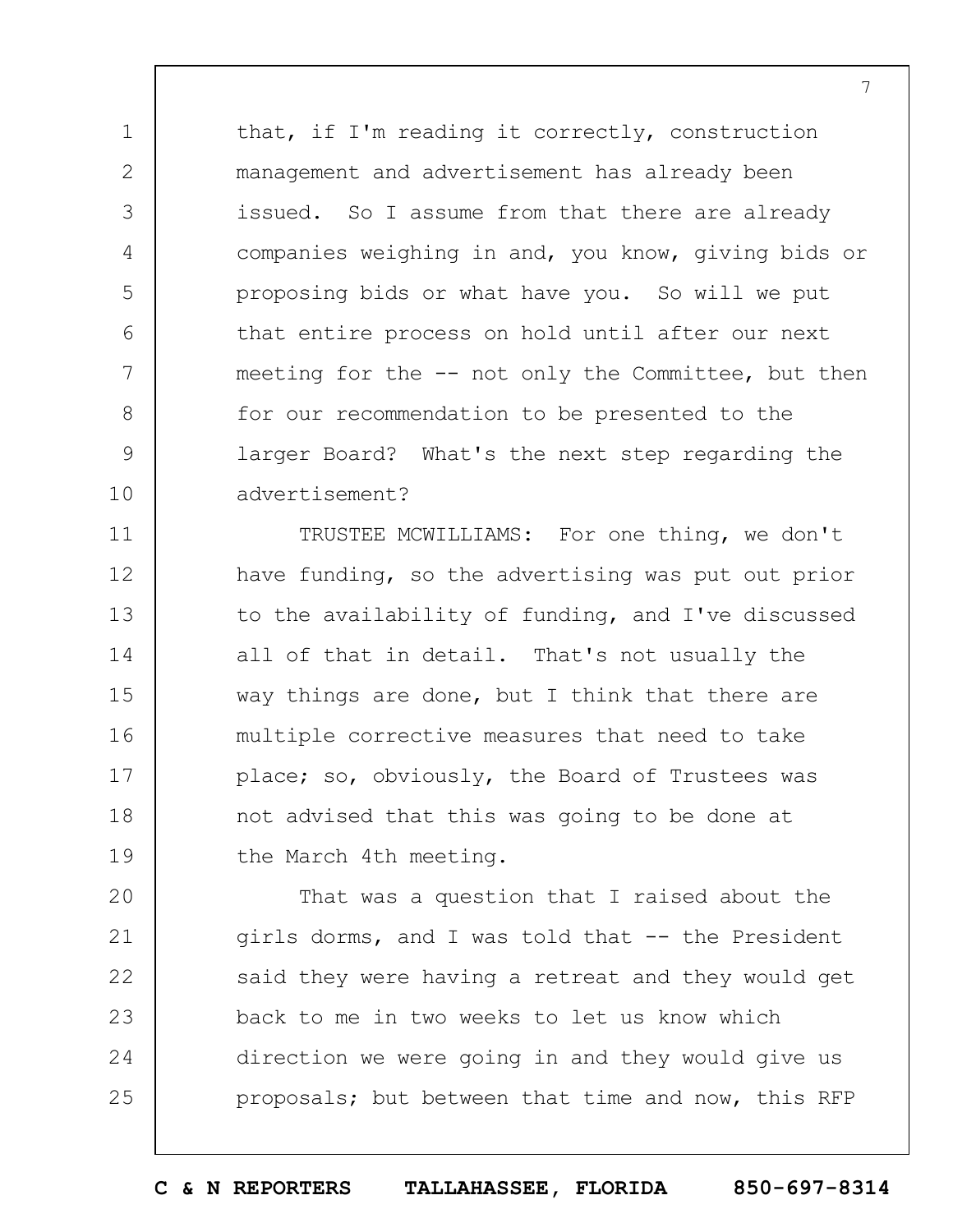that, if I'm reading it correctly, construction management and advertisement has already been issued. So I assume from that there are already companies weighing in and, you know, giving bids or proposing bids or what have you. So will we put that entire process on hold until after our next meeting for the -- not only the Committee, but then for our recommendation to be presented to the larger Board? What's the next step regarding the advertisement?

TRUSTEE MCWILLIAMS: For one thing, we don't have funding, so the advertising was put out prior to the availability of funding, and I've discussed all of that in detail. That's not usually the way things are done, but I think that there are multiple corrective measures that need to take place; so, obviously, the Board of Trustees was not advised that this was going to be done at the March 4th meeting.

That was a question that I raised about the girls dorms, and I was told that -- the President said they were having a retreat and they would get back to me in two weeks to let us know which direction we were going in and they would give us proposals; but between that time and now, this RFP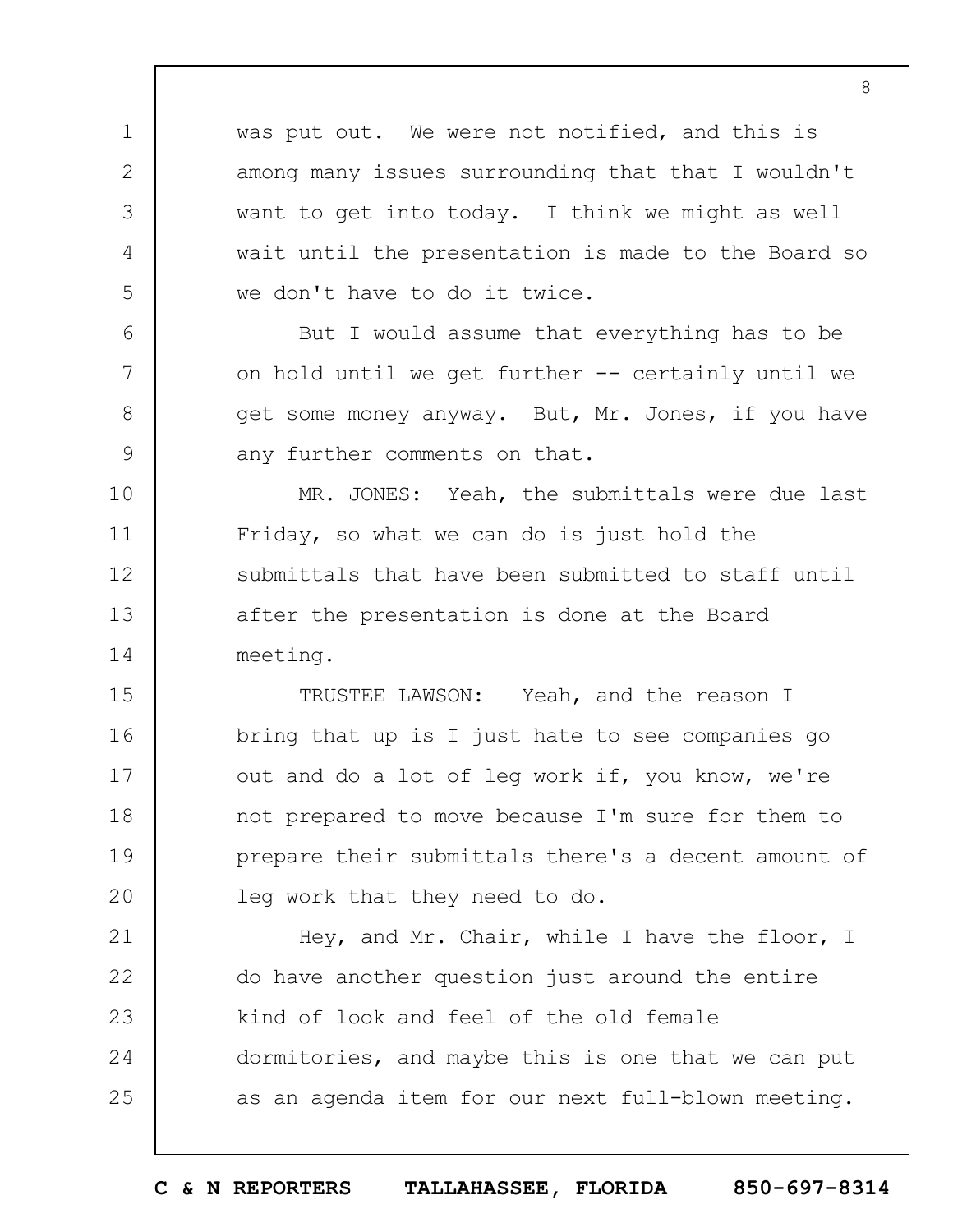was put out. We were not notified, and this is among many issues surrounding that that I wouldn't want to get into today. I think we might as well wait until the presentation is made to the Board so we don't have to do it twice.

But I would assume that everything has to be on hold until we get further -- certainly until we get some money anyway. But, Mr. Jones, if you have any further comments on that.

MR. JONES: Yeah, the submittals were due last Friday, so what we can do is just hold the submittals that have been submitted to staff until after the presentation is done at the Board meeting.

TRUSTEE LAWSON: Yeah, and the reason I bring that up is I just hate to see companies go out and do a lot of leg work if, you know, we're not prepared to move because I'm sure for them to prepare their submittals there's a decent amount of leg work that they need to do.

Hey, and Mr. Chair, while I have the floor, I do have another question just around the entire kind of look and feel of the old female dormitories, and maybe this is one that we can put as an agenda item for our next full-blown meeting.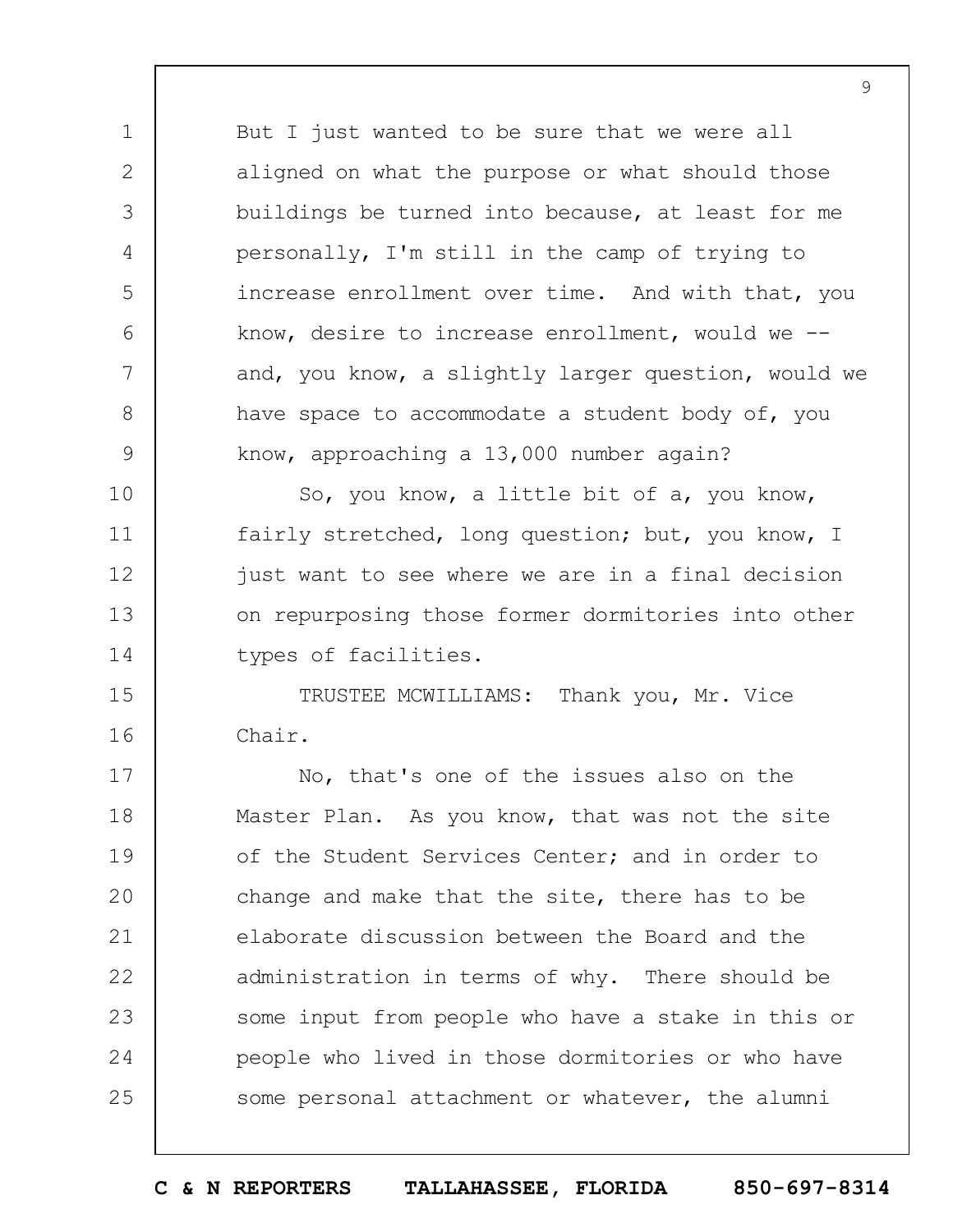But I just wanted to be sure that we were all aligned on what the purpose or what should those buildings be turned into because, at least for me personally, I'm still in the camp of trying to increase enrollment over time. And with that, you know, desire to increase enrollment, would we -- and, you know, a slightly larger question, would we have space to accommodate a student body of, you know, approaching a 13,000 number again?

So, you know, a little bit of a, you know, fairly stretched, long question; but, you know, I just want to see where we are in a final decision on repurposing those former dormitories into other types of facilities.

TRUSTEE MCWILLIAMS: Thank you, Mr. Vice Chair.

No, that's one of the issues also on the Master Plan. As you know, that was not the site of the Student Services Center; and in order to change and make that the site, there has to be elaborate discussion between the Board and the administration in terms of why. There should be some input from people who have a stake in this or people who lived in those dormitories or who have some personal attachment or whatever, the alumni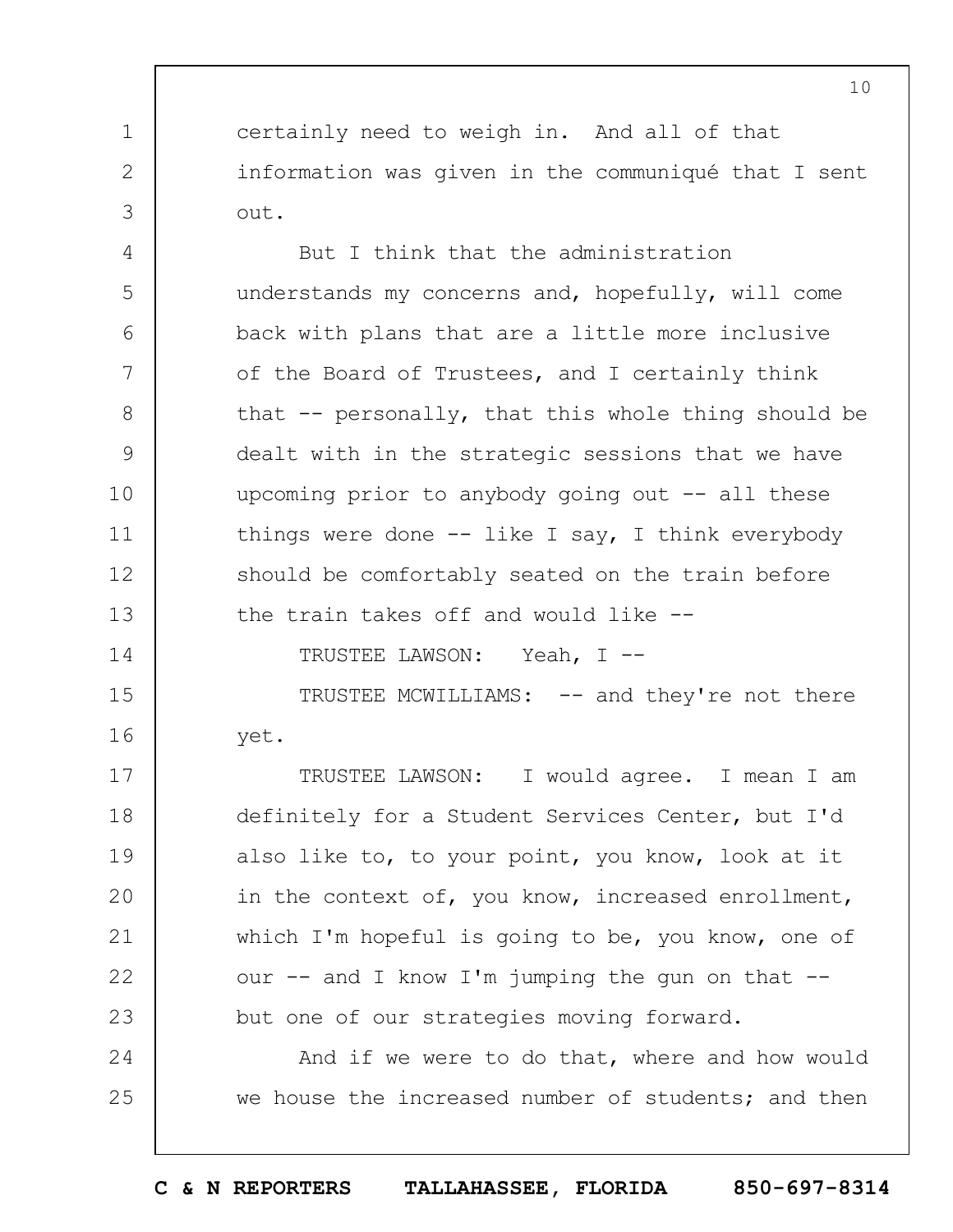certainly need to weigh in. And all of that information was given in the communiqué that I sent out.

But I think that the administration understands my concerns and, hopefully, will come back with plans that are a little more inclusive of the Board of Trustees, and I certainly think that -- personally, that this whole thing should be dealt with in the strategic sessions that we have upcoming prior to anybody going out -- all these things were done -- like I say, I think everybody should be comfortably seated on the train before the train takes off and would like --

TRUSTEE LAWSON: Yeah, I --

TRUSTEE MCWILLIAMS: -- and they're not there yet.

TRUSTEE LAWSON: I would agree. I mean I am definitely for a Student Services Center, but I'd also like to, to your point, you know, look at it in the context of, you know, increased enrollment, which I'm hopeful is going to be, you know, one of our -- and I know I'm jumping the gun on that -- but one of our strategies moving forward.

And if we were to do that, where and how would we house the increased number of students; and then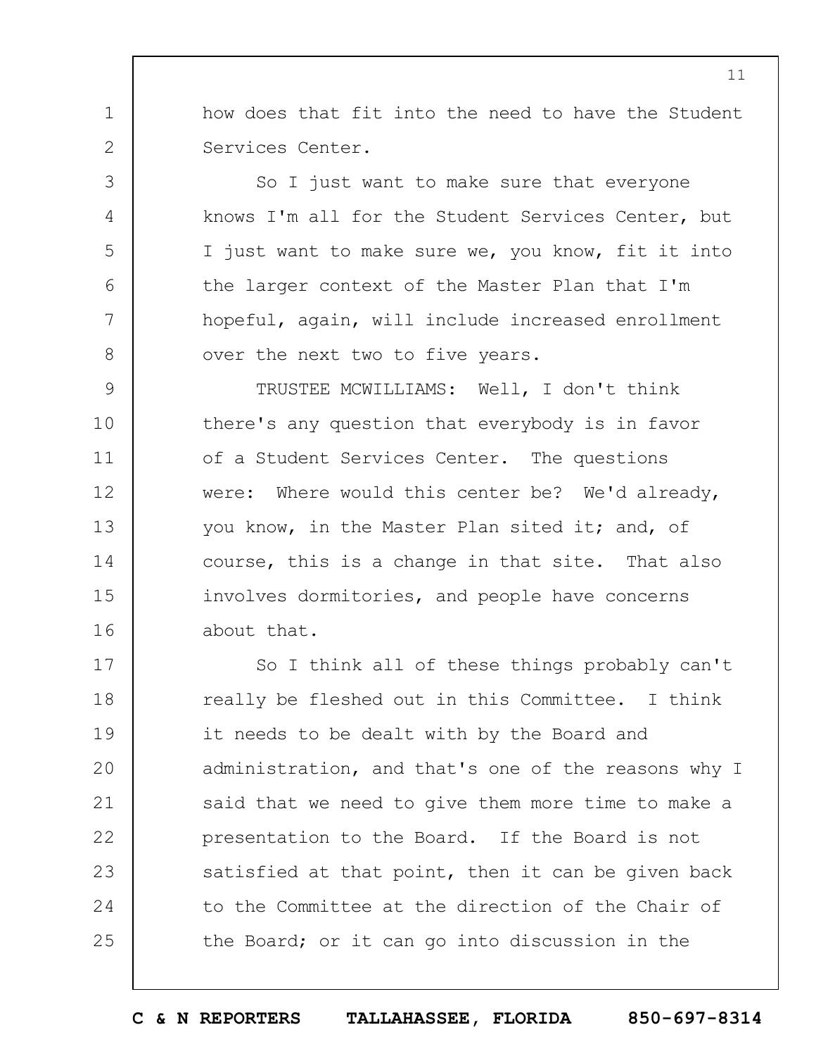how does that fit into the need to have the Student Services Center.

So I just want to make sure that everyone knows I'm all for the Student Services Center, but I just want to make sure we, you know, fit it into the larger context of the Master Plan that I'm hopeful, again, will include increased enrollment over the next two to five years.

TRUSTEE MCWILLIAMS: Well, I don't think there's any question that everybody is in favor of a Student Services Center. The questions were: Where would this center be? We'd already, you know, in the Master Plan sited it; and, of course, this is a change in that site. That also involves dormitories, and people have concerns about that.

So I think all of these things probably can't really be fleshed out in this Committee. I think it needs to be dealt with by the Board and administration, and that's one of the reasons why I said that we need to give them more time to make a presentation to the Board. If the Board is not satisfied at that point, then it can be given back to the Committee at the direction of the Chair of the Board; or it can go into discussion in the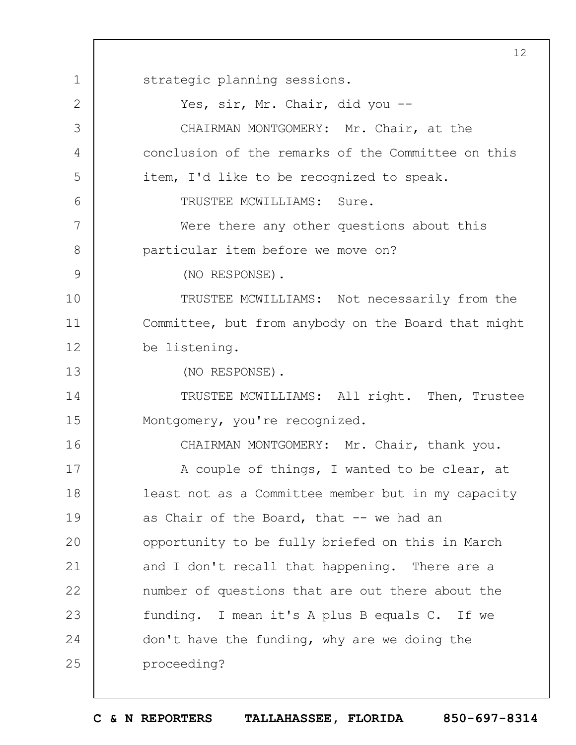strategic planning sessions.

Yes, sir, Mr. Chair, did you --

CHAIRMAN MONTGOMERY: Mr. Chair, at the conclusion of the remarks of the Committee on this item, I'd like to be recognized to speak.

TRUSTEE MCWILLIAMS: Sure.

Were there any other questions about this particular item before we move on?

(NO RESPONSE).

TRUSTEE MCWILLIAMS: Not necessarily from the Committee, but from anybody on the Board that might be listening.

(NO RESPONSE).

TRUSTEE MCWILLIAMS: All right. Then, Trustee Montgomery, you're recognized.

CHAIRMAN MONTGOMERY: Mr. Chair, thank you.

A couple of things, I wanted to be clear, at least not as a Committee member but in my capacity as Chair of the Board, that -- we had an opportunity to be fully briefed on this in March and I don't recall that happening. There are a number of questions that are out there about the funding. I mean it's A plus B equals C. If we don't have the funding, why are we doing the proceeding?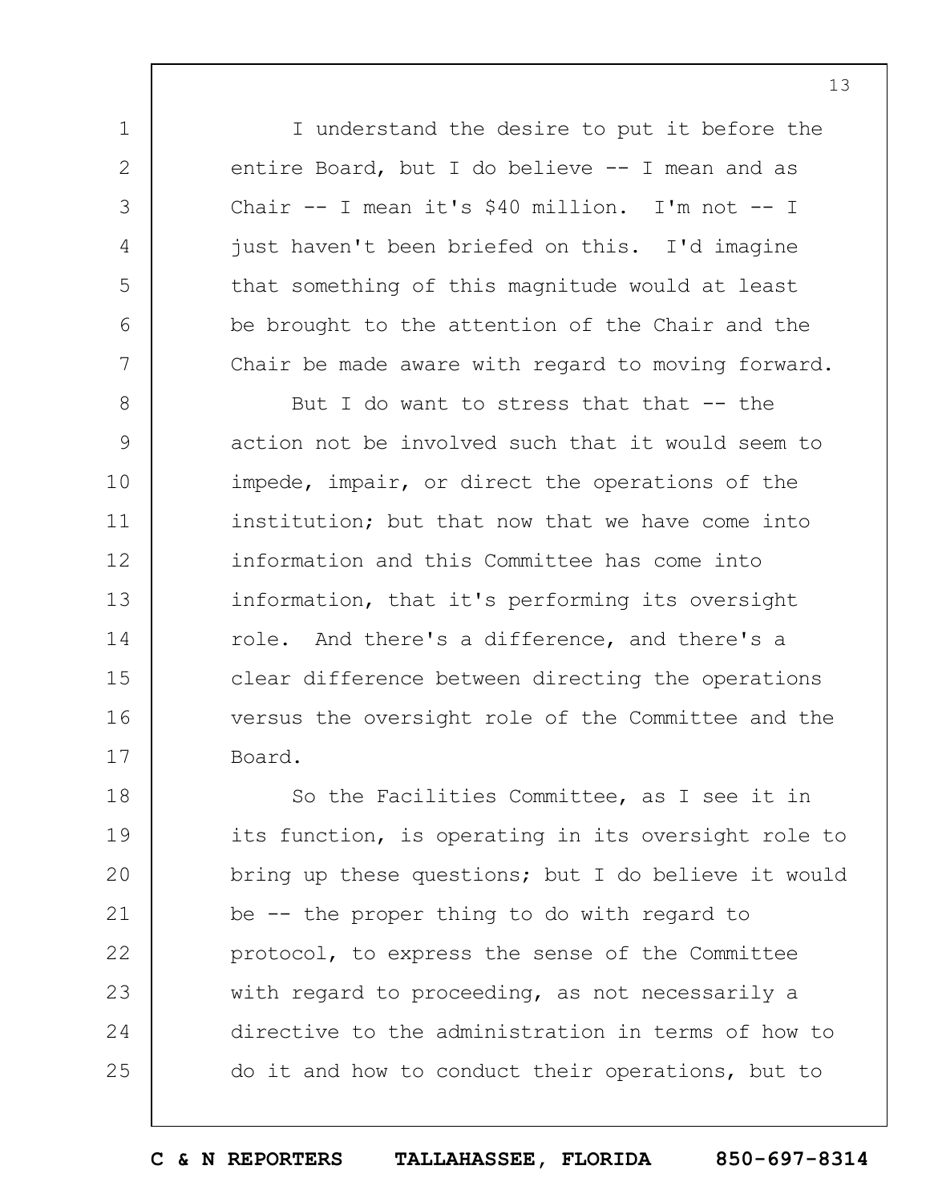I understand the desire to put it before the entire Board, but I do believe -- I mean and as Chair -- I mean it's $40 million. I'm not -- I just haven't been briefed on this. I'd imagine that something of this magnitude would at least be brought to the attention of the Chair and the Chair be made aware with regard to moving forward.

But I do want to stress that that -- the action not be involved such that it would seem to impede, impair, or direct the operations of the institution; but that now that we have come into information and this Committee has come into information, that it's performing its oversight role. And there's a difference, and there's a clear difference between directing the operations versus the oversight role of the Committee and the Board.

So the Facilities Committee, as I see it in its function, is operating in its oversight role to bring up these questions; but I do believe it would be -- the proper thing to do with regard to protocol, to express the sense of the Committee with regard to proceeding, as not necessarily a directive to the administration in terms of how to do it and how to conduct their operations, but to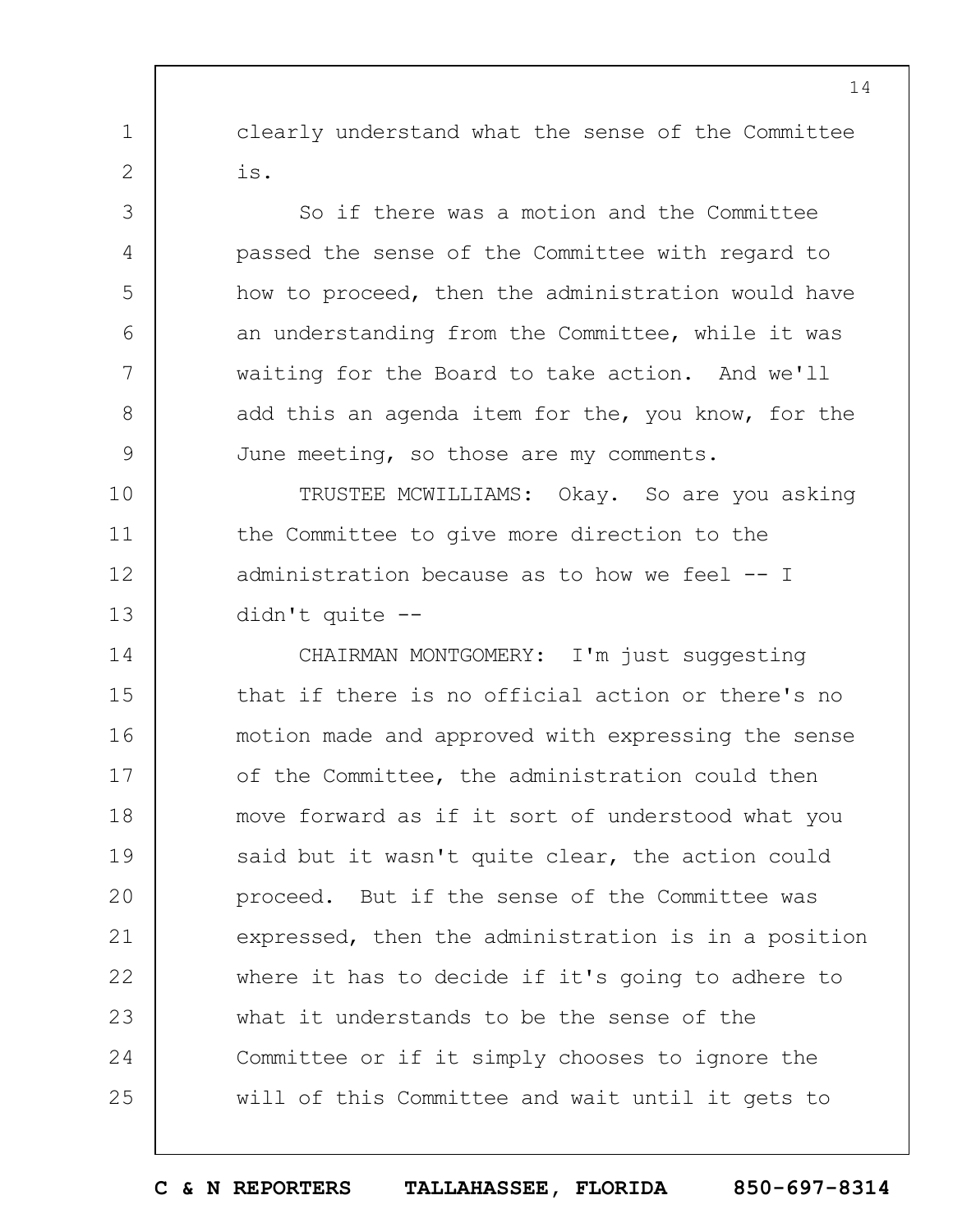clearly understand what the sense of the Committee is.

So if there was a motion and the Committee passed the sense of the Committee with regard to how to proceed, then the administration would have an understanding from the Committee, while it was waiting for the Board to take action. And we'll add this an agenda item for the, you know, for the June meeting, so those are my comments.

TRUSTEE MCWILLIAMS: Okay. So are you asking the Committee to give more direction to the administration because as to how we feel -- I didn't quite --

CHAIRMAN MONTGOMERY: I'm just suggesting that if there is no official action or there's no motion made and approved with expressing the sense of the Committee, the administration could then move forward as if it sort of understood what you said but it wasn't quite clear, the action could proceed. But if the sense of the Committee was expressed, then the administration is in a position where it has to decide if it's going to adhere to what it understands to be the sense of the Committee or if it simply chooses to ignore the will of this Committee and wait until it gets to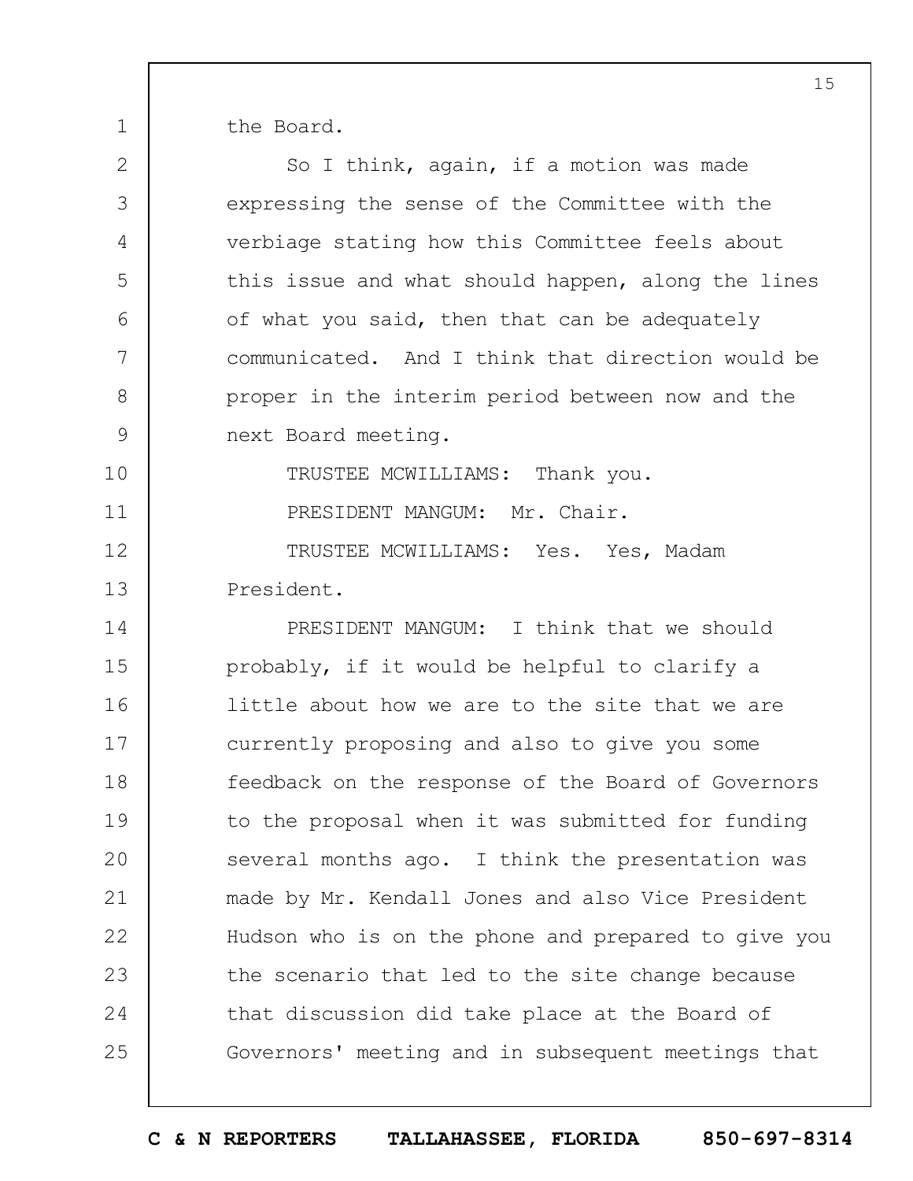the Board.

So I think, again, if a motion was made expressing the sense of the Committee with the verbiage stating how this Committee feels about this issue and what should happen, along the lines of what you said, then that can be adequately communicated. And I think that direction would be proper in the interim period between now and the next Board meeting.

TRUSTEE MCWILLIAMS: Thank you.

PRESIDENT MANGUM: Mr. Chair.

TRUSTEE MCWILLIAMS: Yes. Yes, Madam President.

PRESIDENT MANGUM: I think that we should probably, if it would be helpful to clarify a little about how we are to the site that we are currently proposing and also to give you some feedback on the response of the Board of Governors to the proposal when it was submitted for funding several months ago. I think the presentation was made by Mr. Kendall Jones and also Vice President Hudson who is on the phone and prepared to give you the scenario that led to the site change because that discussion did take place at the Board of Governors' meeting and in subsequent meetings that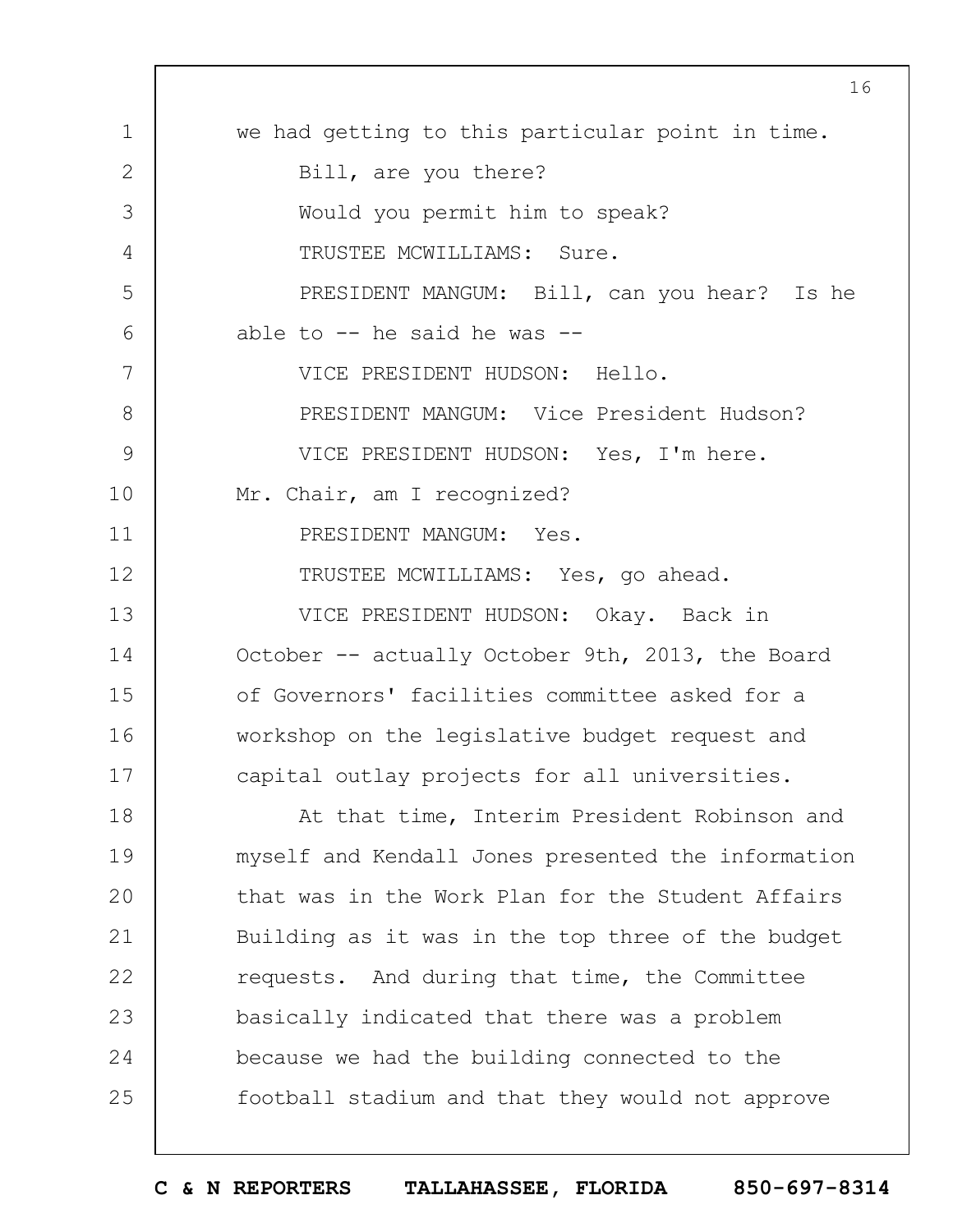we had getting to this particular point in time.

Bill, are you there?

Would you permit him to speak?

TRUSTEE MCWILLIAMS: Sure.

PRESIDENT MANGUM: Bill, can you hear? Is he able to -- he said he was --

VICE PRESIDENT HUDSON: Hello.

PRESIDENT MANGUM: Vice President Hudson?

VICE PRESIDENT HUDSON: Yes, I'm here. Mr. Chair, am I recognized?

PRESIDENT MANGUM: Yes.

TRUSTEE MCWILLIAMS: Yes, go ahead.

VICE PRESIDENT HUDSON: Okay. Back in October -- actually October 9th, 2013, the Board of Governors' facilities committee asked for a workshop on the legislative budget request and capital outlay projects for all universities.

At that time, Interim President Robinson and myself and Kendall Jones presented the information that was in the Work Plan for the Student Affairs Building as it was in the top three of the budget requests. And during that time, the Committee basically indicated that there was a problem because we had the building connected to the football stadium and that they would not approve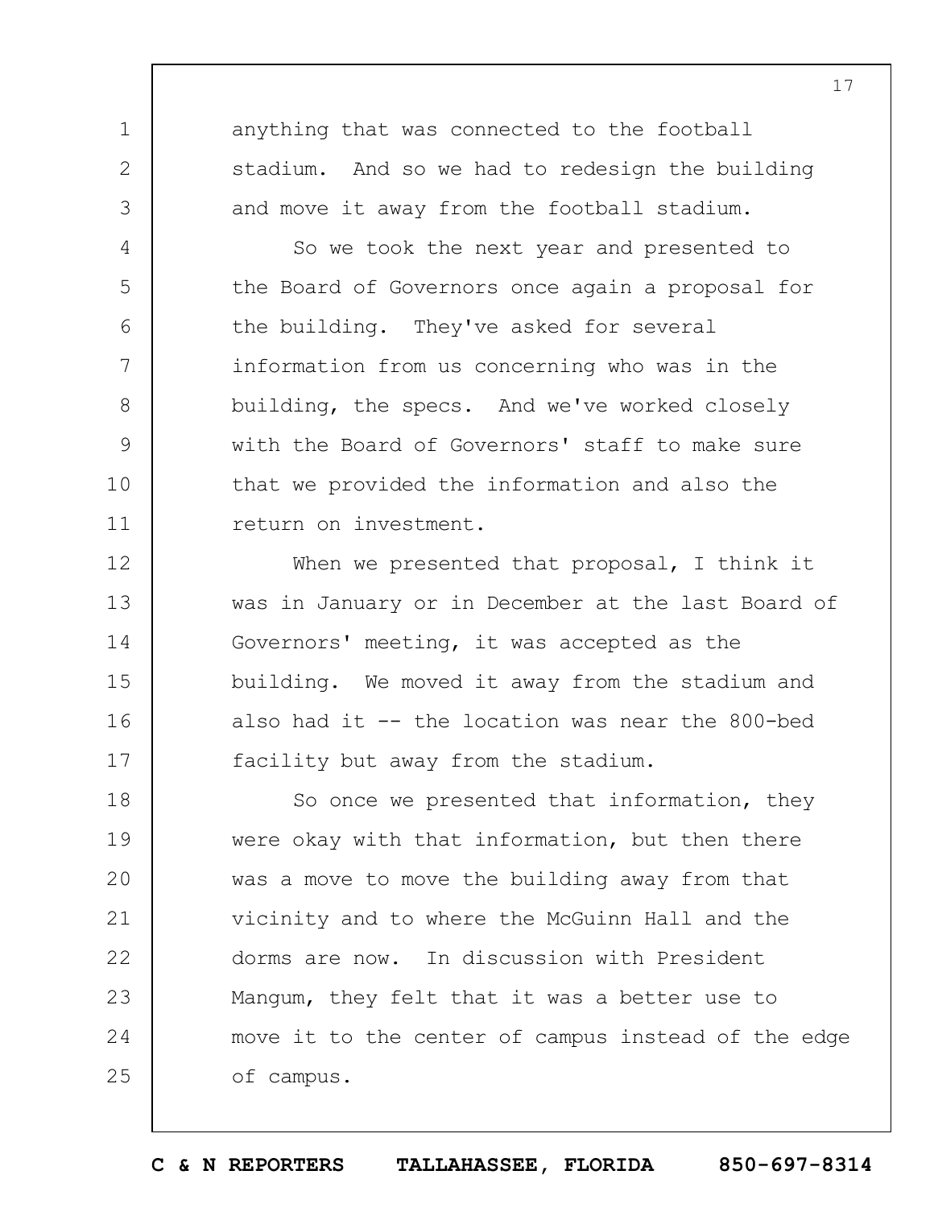anything that was connected to the football stadium. And so we had to redesign the building and move it away from the football stadium.

So we took the next year and presented to the Board of Governors once again a proposal for the building. They've asked for several information from us concerning who was in the building, the specs. And we've worked closely with the Board of Governors' staff to make sure that we provided the information and also the return on investment.

When we presented that proposal, I think it was in January or in December at the last Board of Governors' meeting, it was accepted as the building. We moved it away from the stadium and also had it -- the location was near the 800-bed facility but away from the stadium.

So once we presented that information, they were okay with that information, but then there was a move to move the building away from that vicinity and to where the McGuinn Hall and the dorms are now. In discussion with President Mangum, they felt that it was a better use to move it to the center of campus instead of the edge of campus.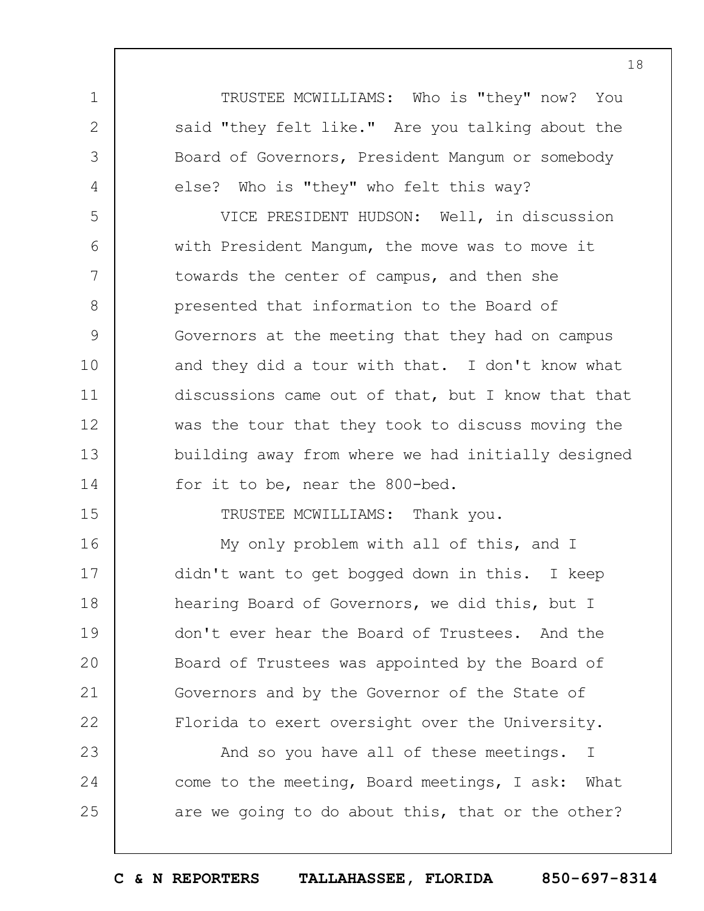TRUSTEE MCWILLIAMS: Who is "they" now? You said "they felt like." Are you talking about the Board of Governors, President Mangum or somebody else? Who is "they" who felt this way?

VICE PRESIDENT HUDSON: Well, in discussion with President Mangum, the move was to move it towards the center of campus, and then she presented that information to the Board of Governors at the meeting that they had on campus and they did a tour with that. I don't know what discussions came out of that, but I know that that was the tour that they took to discuss moving the building away from where we had initially designed for it to be, near the 800-bed.

TRUSTEE MCWILLIAMS: Thank you.

My only problem with all of this, and I didn't want to get bogged down in this. I keep hearing Board of Governors, we did this, but I don't ever hear the Board of Trustees. And the Board of Trustees was appointed by the Board of Governors and by the Governor of the State of Florida to exert oversight over the University.

And so you have all of these meetings. I come to the meeting, Board meetings, I ask: What are we going to do about this, that or the other?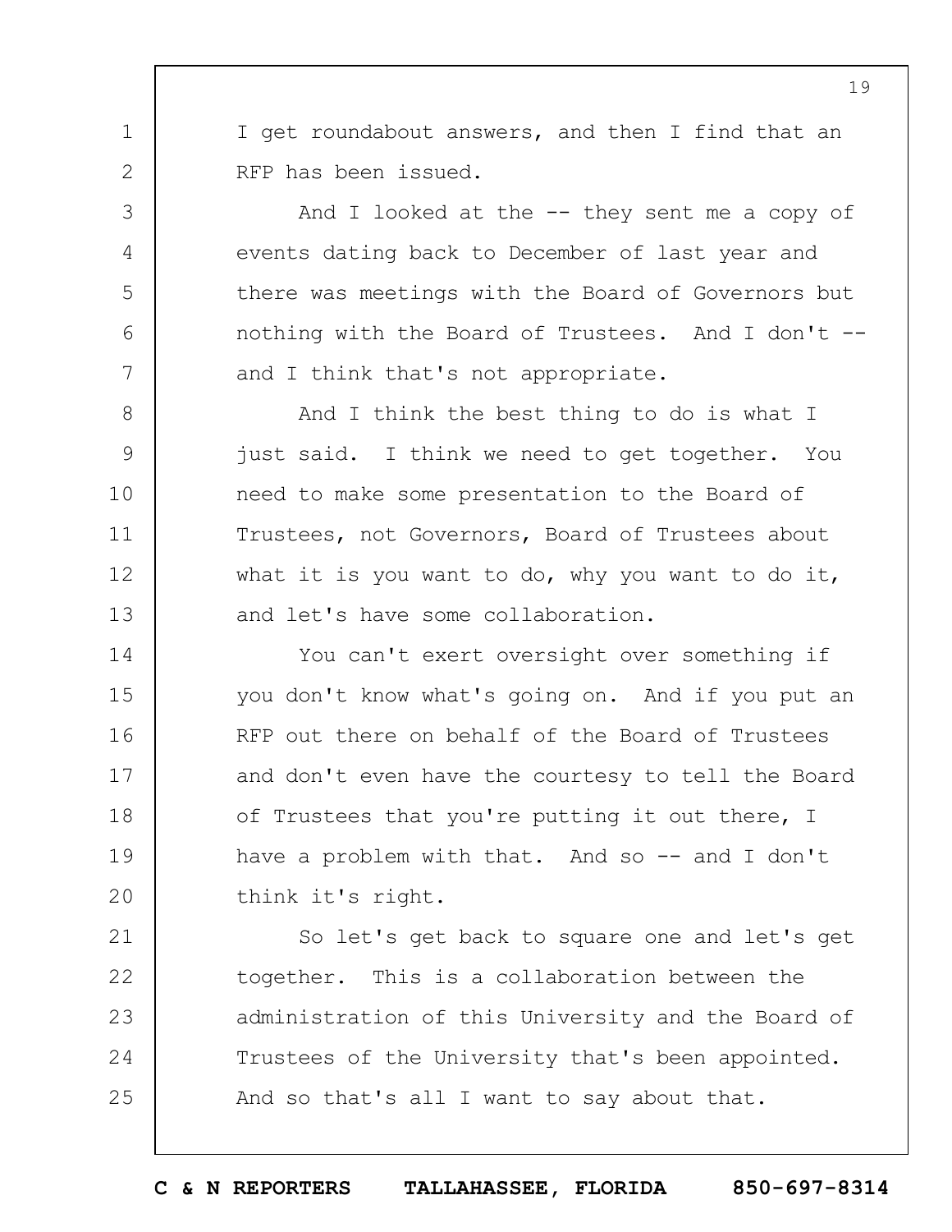I get roundabout answers, and then I find that an RFP has been issued.

And I looked at the -- they sent me a copy of events dating back to December of last year and there was meetings with the Board of Governors but nothing with the Board of Trustees. And I don't -- and I think that's not appropriate.

And I think the best thing to do is what I just said. I think we need to get together. You need to make some presentation to the Board of Trustees, not Governors, Board of Trustees about what it is you want to do, why you want to do it, and let's have some collaboration.

You can't exert oversight over something if you don't know what's going on. And if you put an RFP out there on behalf of the Board of Trustees and don't even have the courtesy to tell the Board of Trustees that you're putting it out there, I have a problem with that. And so -- and I don't think it's right.

So let's get back to square one and let's get together. This is a collaboration between the administration of this University and the Board of Trustees of the University that's been appointed. And so that's all I want to say about that.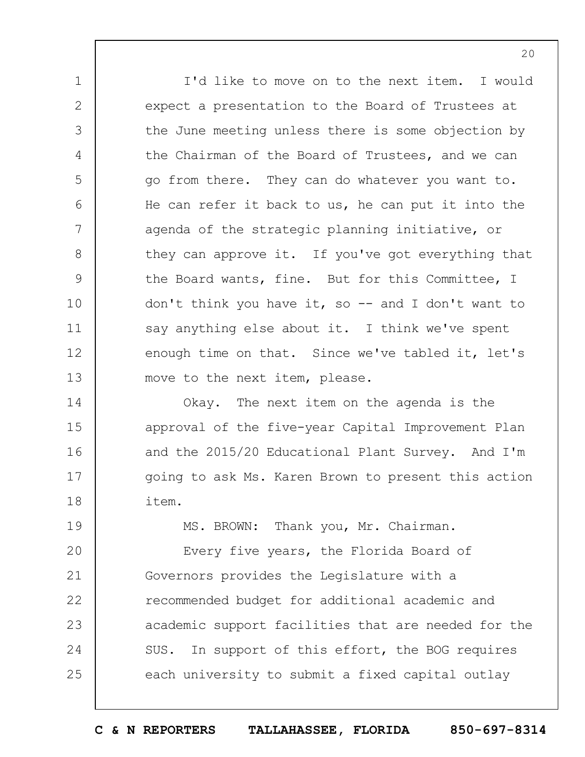I'd like to move on to the next item. I would expect a presentation to the Board of Trustees at the June meeting unless there is some objection by the Chairman of the Board of Trustees, and we can go from there. They can do whatever you want to. He can refer it back to us, he can put it into the agenda of the strategic planning initiative, or they can approve it. If you've got everything that the Board wants, fine. But for this Committee, I don't think you have it, so -- and I don't want to say anything else about it. I think we've spent enough time on that. Since we've tabled it, let's move to the next item, please.

Okay. The next item on the agenda is the approval of the five-year Capital Improvement Plan and the 2015/20 Educational Plant Survey. And I'm going to ask Ms. Karen Brown to present this action item.

MS. BROWN: Thank you, Mr. Chairman.

Every five years, the Florida Board of Governors provides the Legislature with a recommended budget for additional academic and academic support facilities that are needed for the SUS. In support of this effort, the BOG requires each university to submit a fixed capital outlay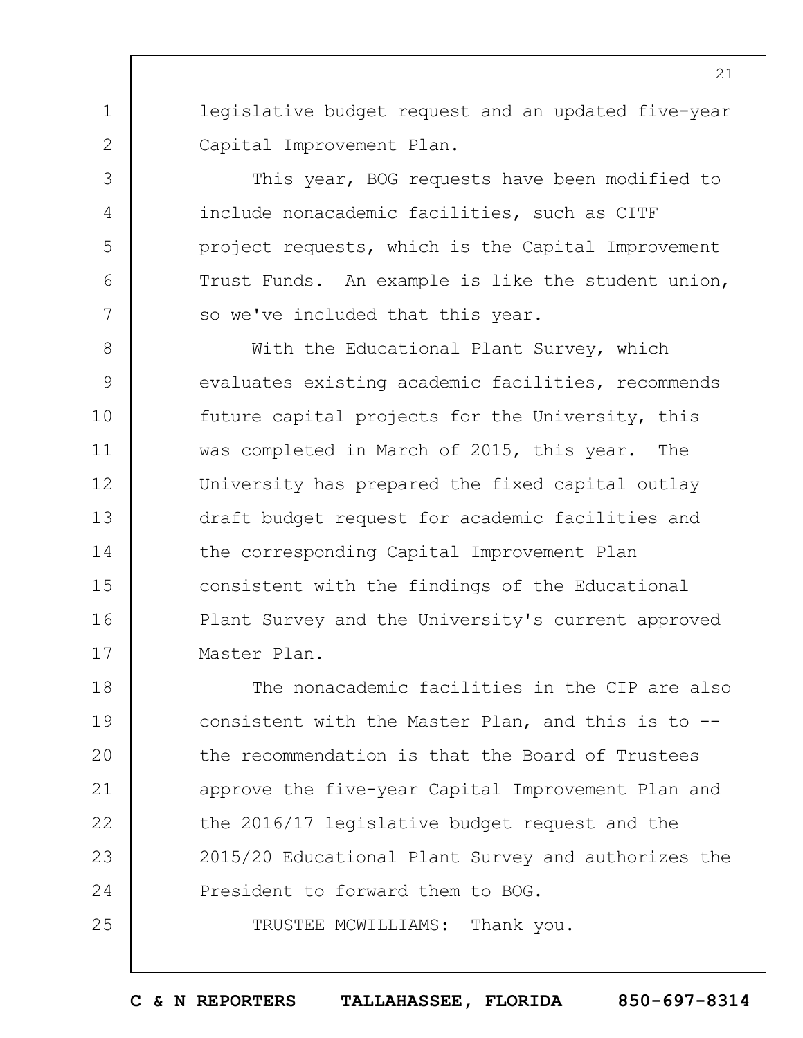legislative budget request and an updated five-year Capital Improvement Plan.

This year, BOG requests have been modified to include nonacademic facilities, such as CITF project requests, which is the Capital Improvement Trust Funds. An example is like the student union, so we've included that this year.

With the Educational Plant Survey, which evaluates existing academic facilities, recommends future capital projects for the University, this was completed in March of 2015, this year. The University has prepared the fixed capital outlay draft budget request for academic facilities and the corresponding Capital Improvement Plan consistent with the findings of the Educational Plant Survey and the University's current approved Master Plan.

The nonacademic facilities in the CIP are also consistent with the Master Plan, and this is to -- the recommendation is that the Board of Trustees approve the five-year Capital Improvement Plan and the 2016/17 legislative budget request and the 2015/20 Educational Plant Survey and authorizes the President to forward them to BOG.

TRUSTEE MCWILLIAMS: Thank you.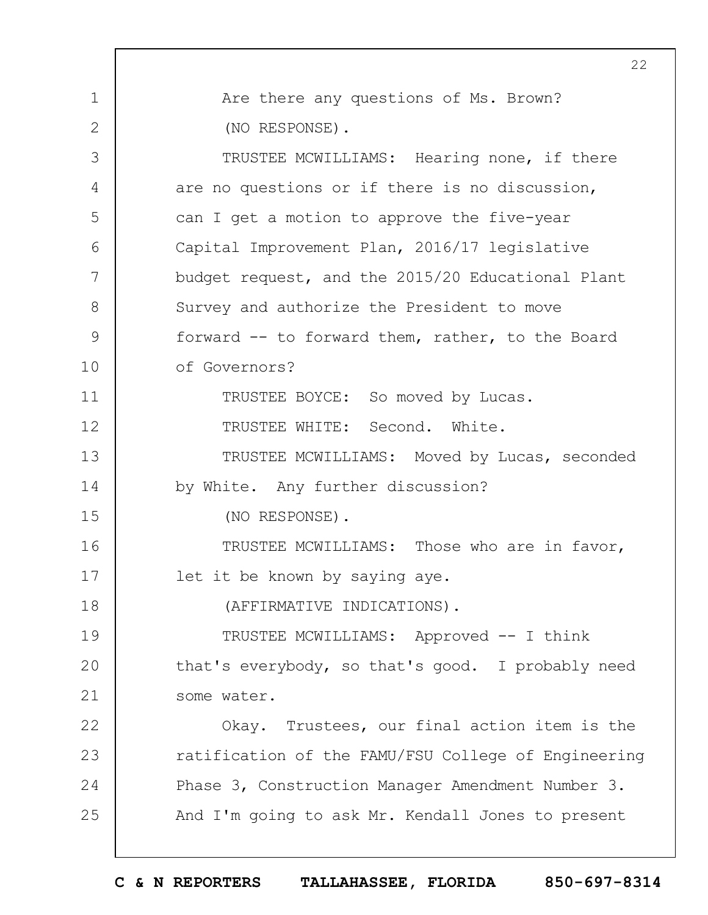Are there any questions of Ms. Brown?

(NO RESPONSE).

TRUSTEE MCWILLIAMS: Hearing none, if there are no questions or if there is no discussion, can I get a motion to approve the five-year Capital Improvement Plan, 2016/17 legislative budget request, and the 2015/20 Educational Plant Survey and authorize the President to move forward -- to forward them, rather, to the Board of Governors?

TRUSTEE BOYCE: So moved by Lucas.

TRUSTEE WHITE: Second. White.

TRUSTEE MCWILLIAMS: Moved by Lucas, seconded by White. Any further discussion?

(NO RESPONSE).

TRUSTEE MCWILLIAMS: Those who are in favor, let it be known by saying aye.

(AFFIRMATIVE INDICATIONS).

TRUSTEE MCWILLIAMS: Approved -- I think that's everybody, so that's good. I probably need some water.

Okay. Trustees, our final action item is the ratification of the FAMU/FSU College of Engineering Phase 3, Construction Manager Amendment Number 3. And I'm going to ask Mr. Kendall Jones to present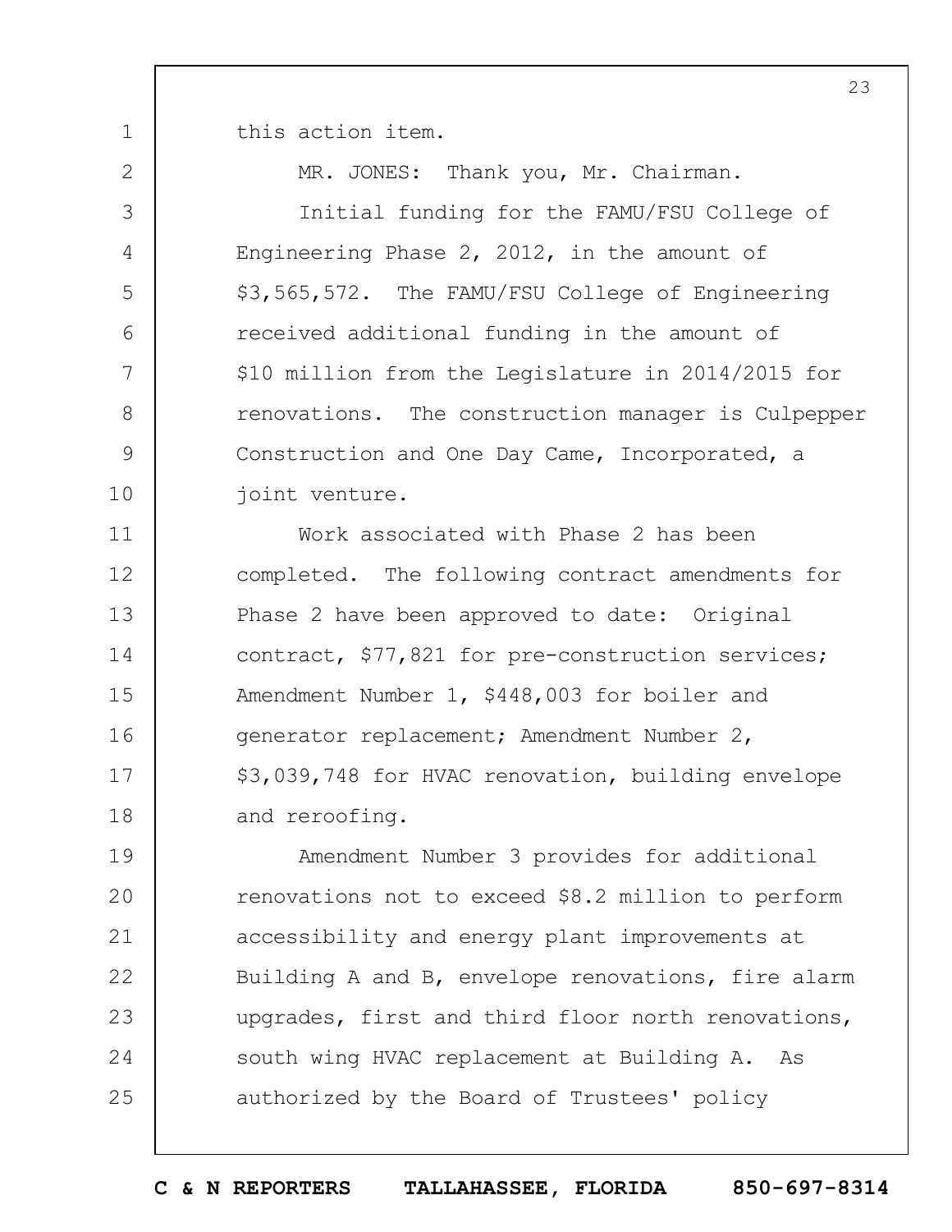this action item.

MR. JONES: Thank you, Mr. Chairman.

Initial funding for the FAMU/FSU College of Engineering Phase 2, 2012, in the amount of $3,565,572. The FAMU/FSU College of Engineering received additional funding in the amount of $10 million from the Legislature in 2014/2015 for renovations. The construction manager is Culpepper Construction and One Day Came, Incorporated, a joint venture.

Work associated with Phase 2 has been completed. The following contract amendments for Phase 2 have been approved to date: Original contract, $77,821 for pre-construction services; Amendment Number 1, $448,003 for boiler and generator replacement; Amendment Number 2, $3,039,748 for HVAC renovation, building envelope and reroofing.

Amendment Number 3 provides for additional renovations not to exceed $8.2 million to perform accessibility and energy plant improvements at Building A and B, envelope renovations, fire alarm upgrades, first and third floor north renovations, south wing HVAC replacement at Building A. As authorized by the Board of Trustees' policy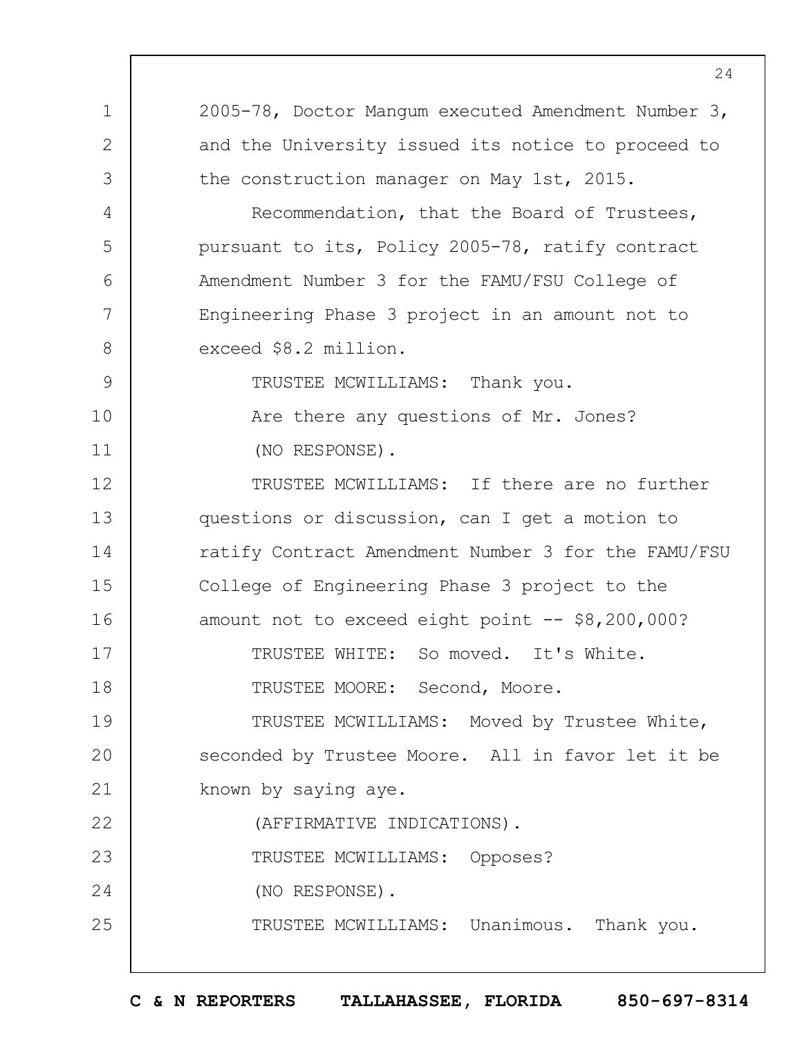2005-78, Doctor Mangum executed Amendment Number 3, and the University issued its notice to proceed to the construction manager on May 1st, 2015.

Recommendation, that the Board of Trustees, pursuant to its, Policy 2005-78, ratify contract Amendment Number 3 for the FAMU/FSU College of Engineering Phase 3 project in an amount not to exceed $8.2 million.

TRUSTEE MCWILLIAMS: Thank you.

Are there any questions of Mr. Jones?

(NO RESPONSE).

TRUSTEE MCWILLIAMS: If there are no further questions or discussion, can I get a motion to ratify Contract Amendment Number 3 for the FAMU/FSU College of Engineering Phase 3 project to the amount not to exceed eight point -- $8,200,000?

TRUSTEE WHITE: So moved. It's White.

TRUSTEE MOORE: Second, Moore.

TRUSTEE MCWILLIAMS: Moved by Trustee White, seconded by Trustee Moore. All in favor let it be known by saying aye.

(AFFIRMATIVE INDICATIONS).

TRUSTEE MCWILLIAMS: Opposes?

(NO RESPONSE).

TRUSTEE MCWILLIAMS: Unanimous. Thank you.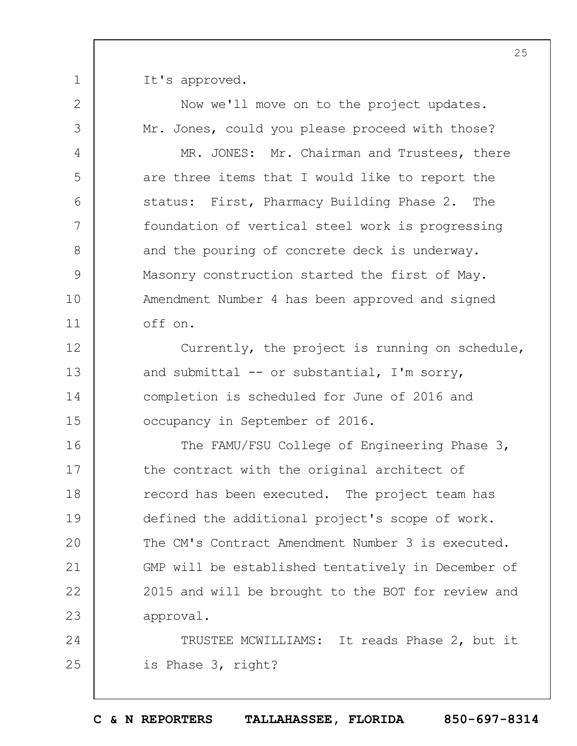It's approved.

Now we'll move on to the project updates. Mr. Jones, could you please proceed with those?

MR. JONES: Mr. Chairman and Trustees, there are three items that I would like to report the status: First, Pharmacy Building Phase 2. The foundation of vertical steel work is progressing and the pouring of concrete deck is underway. Masonry construction started the first of May. Amendment Number 4 has been approved and signed off on.

Currently, the project is running on schedule, and submittal -- or substantial, I'm sorry, completion is scheduled for June of 2016 and occupancy in September of 2016.

The FAMU/FSU College of Engineering Phase 3, the contract with the original architect of record has been executed. The project team has defined the additional project's scope of work. The CM's Contract Amendment Number 3 is executed. GMP will be established tentatively in December of 2015 and will be brought to the BOT for review and approval.

TRUSTEE MCWILLIAMS: It reads Phase 2, but it is Phase 3, right?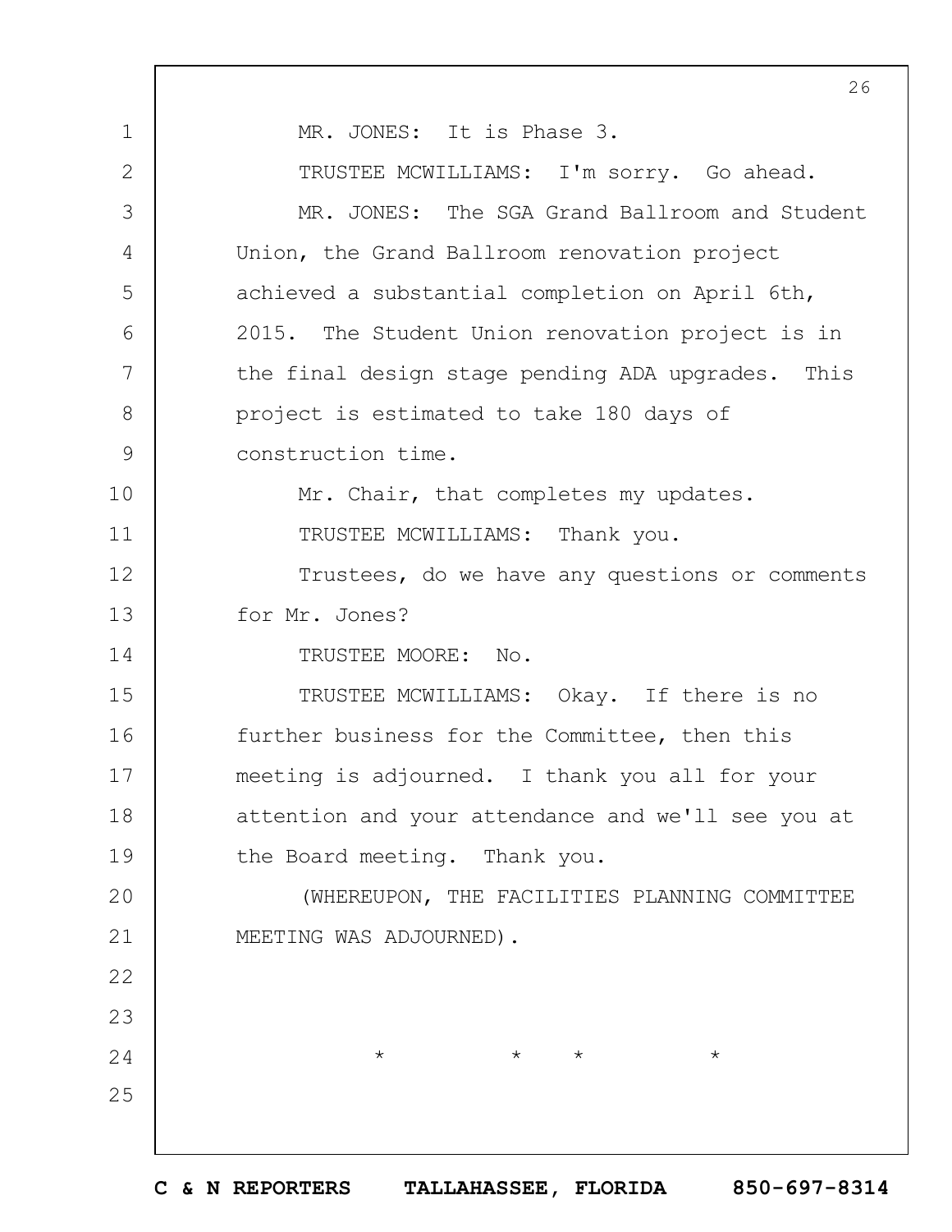MR. JONES: It is Phase 3.

TRUSTEE MCWILLIAMS: I'm sorry. Go ahead.

MR. JONES: The SGA Grand Ballroom and Student Union, the Grand Ballroom renovation project achieved a substantial completion on April 6th, 2015. The Student Union renovation project is in the final design stage pending ADA upgrades. This project is estimated to take 180 days of construction time.

Mr. Chair, that completes my updates.

TRUSTEE MCWILLIAMS: Thank you.

Trustees, do we have any questions or comments for Mr. Jones?

TRUSTEE MOORE: No.

TRUSTEE MCWILLIAMS: Okay. If there is no further business for the Committee, then this meeting is adjourned. I thank you all for your attention and your attendance and we'll see you at the Board meeting. Thank you.

(WHEREUPON, THE FACILITIES PLANNING COMMITTEE MEETING WAS ADJOURNED).

\* \* \* \*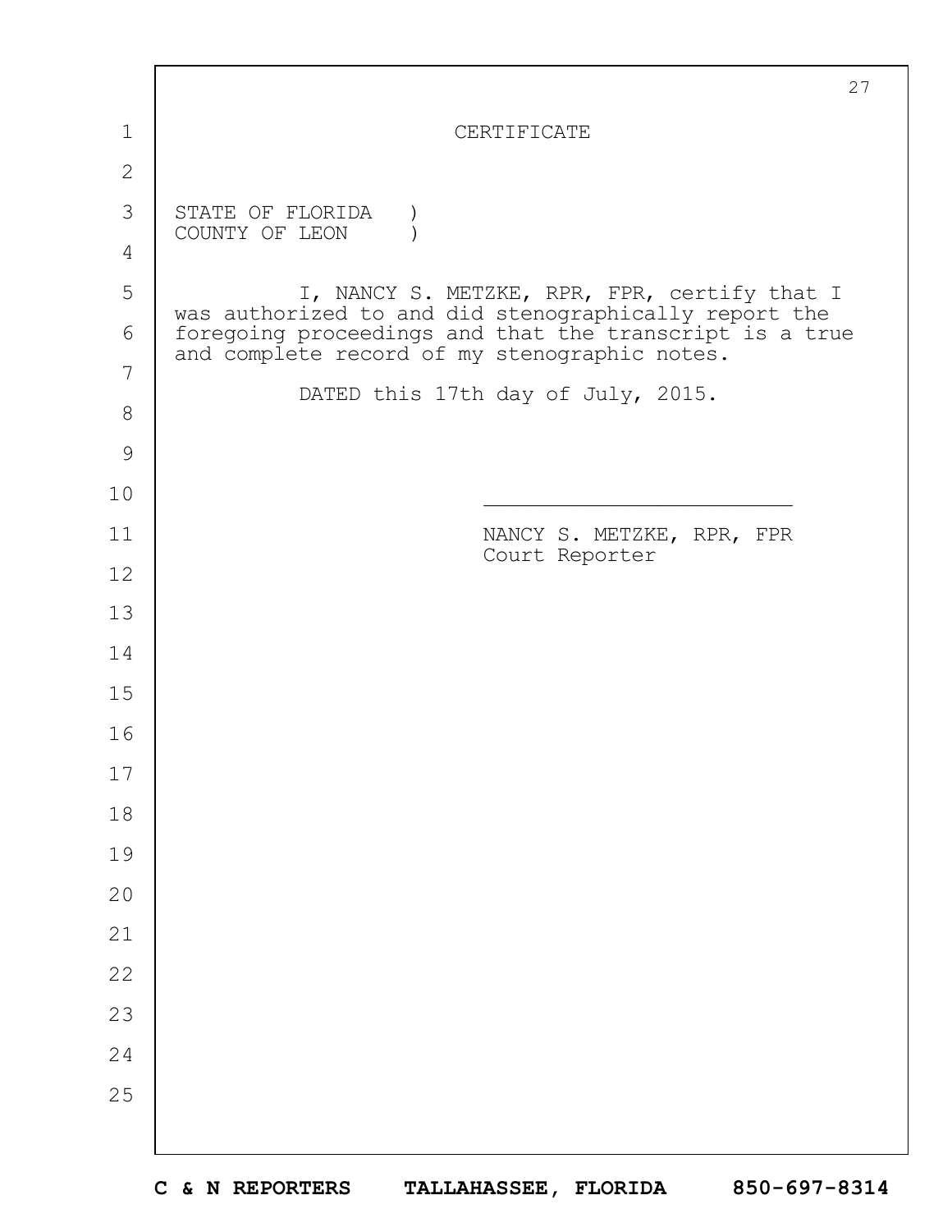# CERTIFICATE

STATE OF FLORIDA )
COUNTY OF LEON )

I, NANCY S. METZKE, RPR, FPR, certify that I was authorized to and did stenographically report the foregoing proceedings and that the transcript is a true and complete record of my stenographic notes.

DATED this 17th day of July, 2015.

______________________

NANCY S. METZKE, RPR, FPR
Court Reporter